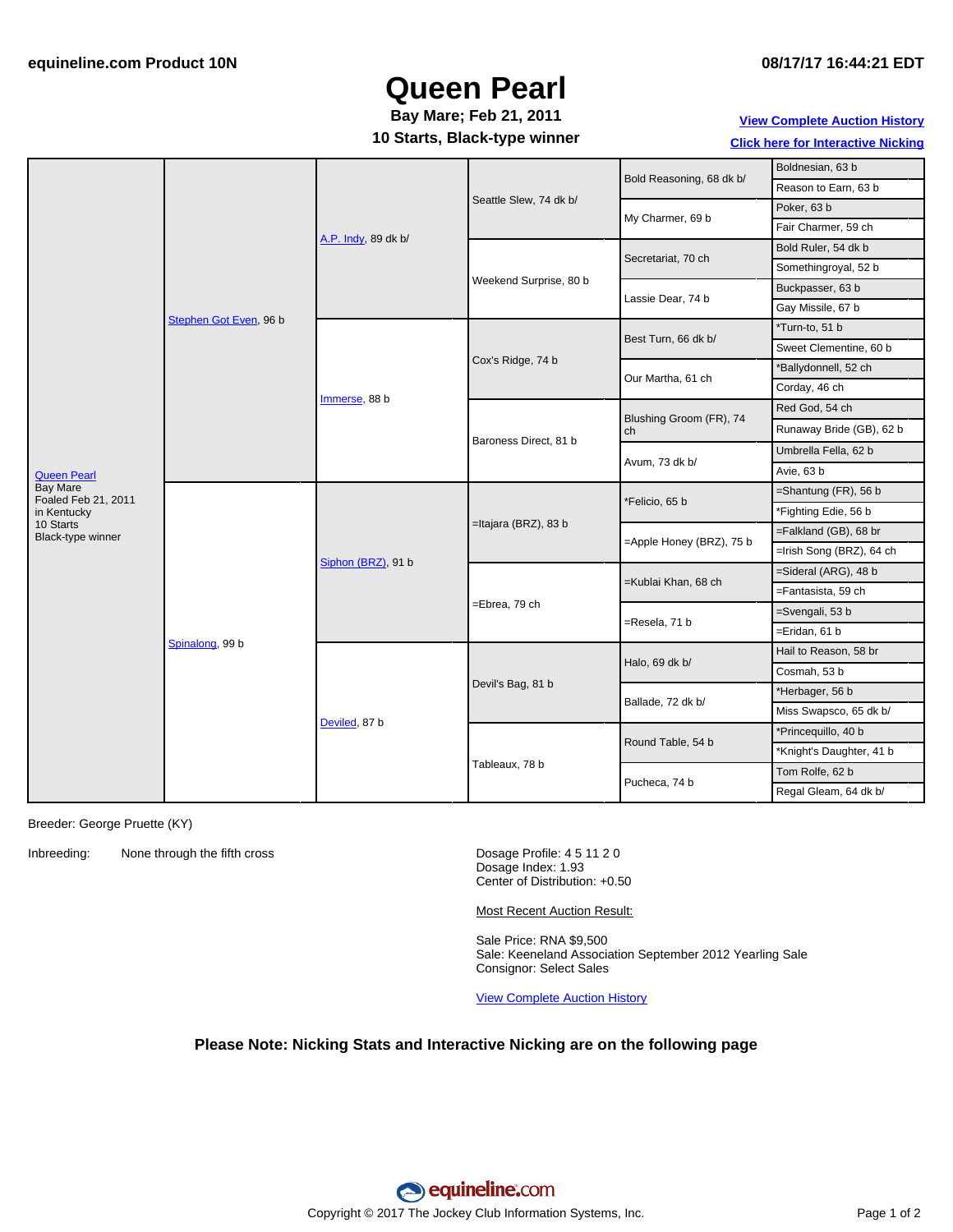equineline.com Product 10N

08/17/17 16:44:21 EDT

# Queen Pearl

**Bay Mare; Feb 21, 2011**

**10 Starts, Black-type winner**

View Complete Auction History

Click here for Interactive Nicking

| | | | | | |
|---|---|---|---|---|---|
| Queen Pearl<br>Bay Mare<br>Foaled Feb 21, 2011<br>in Kentucky<br>10 Starts<br>Black-type winner | Stephen Got Even, 96 b | A.P. Indy, 89 dk b/ | Seattle Slew, 74 dk b/ | Bold Reasoning, 68 dk b/ | Boldnesian, 63 b |
| | | | | | Reason to Earn, 63 b |
| | | | | My Charmer, 69 b | Poker, 63 b |
| | | | | | Fair Charmer, 59 ch |
| | | | Weekend Surprise, 80 b | Secretariat, 70 ch | Bold Ruler, 54 dk b/ |
| | | | | | Somethingroyal, 52 b |
| | | | | Lassie Dear, 74 b | Buckpasser, 63 b |
| | | | | | Gay Missile, 67 b |
| | | Immerse, 88 b | Cox's Ridge, 74 b | Best Turn, 66 dk b/ | *Turn-to, 51 b |
| | | | | | Sweet Clementine, 60 b |
| | | | | Our Martha, 61 ch | *Ballydonnell, 52 ch |
| | | | | | Corday, 46 ch |
| | | | Baroness Direct, 81 b | Blushing Groom (FR), 74 ch | Red God, 54 ch |
| | | | | | Runaway Bride (GB), 62 b |
| | | | | Avum, 73 dk b/ | Umbrella Fella, 62 b |
| | | | | | Avie, 63 b |
| | Spinalong, 99 b | Siphon (BRZ), 91 b | =Itajara (BRZ), 83 b | *Felicio, 65 b | =Shantung (FR), 56 b |
| | | | | | *Fighting Edie, 56 b |
| | | | | =Apple Honey (BRZ), 75 b | =Falkland (GB), 68 br |
| | | | | | =Irish Song (BRZ), 64 ch |
| | | | =Ebrea, 79 ch | =Kublai Khan, 68 ch | =Sideral (ARG), 48 b |
| | | | | | =Fantasista, 59 ch |
| | | | | =Resela, 71 b | =Svengali, 53 b |
| | | | | | =Eridan, 61 b |
| | | Deviled, 87 b | Devil's Bag, 81 b | Halo, 69 dk b/ | Hail to Reason, 58 br |
| | | | | | Cosmah, 53 b |
| | | | | Ballade, 72 dk b/ | *Herbager, 56 b |
| | | | | | Miss Swapsco, 65 dk b/ |
| | | | Tableaux, 78 b | Round Table, 54 b | *Princequillo, 40 b |
| | | | | | *Knight's Daughter, 41 b |
| | | | | Pucheca, 74 b | Tom Rolfe, 62 b |
| | | | | | Regal Gleam, 64 dk b/ |

Breeder: George Pruette (KY)

Inbreeding: None through the fifth cross

Dosage Profile: 4 5 11 2 0
Dosage Index: 1.93
Center of Distribution: +0.50

Most Recent Auction Result:

Sale Price: RNA $9,500
Sale: Keeneland Association September 2012 Yearling Sale
Consignor: Select Sales

View Complete Auction History

**Please Note: Nicking Stats and Interactive Nicking are on the following page**

equineline.com

Copyright © 2017 The Jockey Club Information Systems, Inc.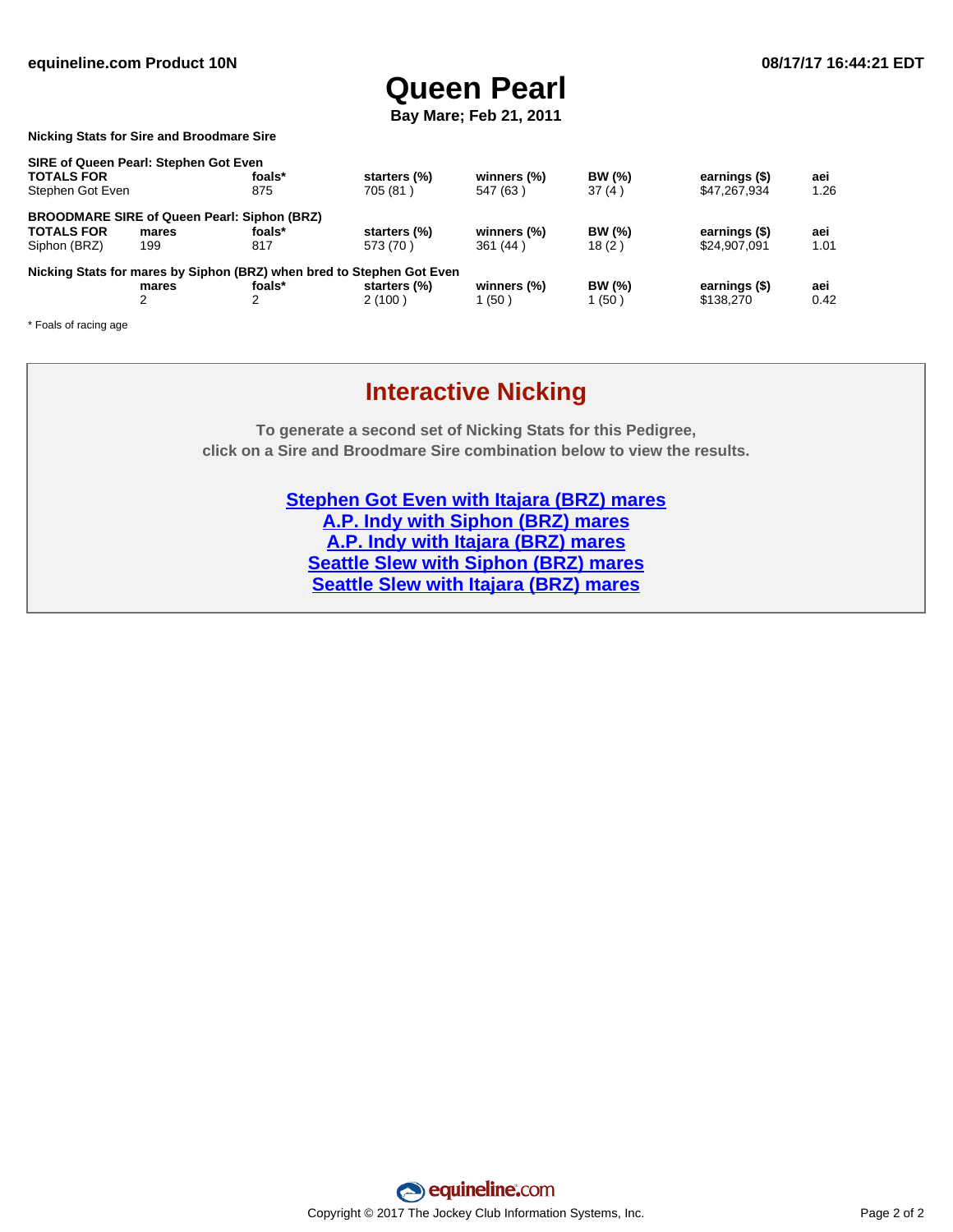# Queen Pearl

**Bay Mare; Feb 21, 2011**

**Nicking Stats for Sire and Broodmare Sire**

**SIRE of Queen Pearl: Stephen Got Even**

| TOTALS FOR | | foals* | starters (%) | winners (%) | BW (%) | earnings ($) | aei |
|---|---|---|---|---|---|---|---|
| Stephen Got Even | | 875 | 705 (81 ) | 547 (63 ) | 37 (4 ) | $47,267,934 | 1.26 |

**BROODMARE SIRE of Queen Pearl: Siphon (BRZ)**

| TOTALS FOR | mares | foals* | starters (%) | winners (%) | BW (%) | earnings ($) | aei |
|---|---|---|---|---|---|---|---|
| Siphon (BRZ) | 199 | 817 | 573 (70 ) | 361 (44 ) | 18 (2 ) | $24,907,091 | 1.01 |

**Nicking Stats for mares by Siphon (BRZ) when bred to Stephen Got Even**

| | mares | foals* | starters (%) | winners (%) | BW (%) | earnings ($) | aei |
|---|---|---|---|---|---|---|---|
| | 2 | 2 | 2 (100 ) | 1 (50 ) | 1 (50 ) | $138,270 | 0.42 |

* Foals of racing age

## Interactive Nicking

**To generate a second set of Nicking Stats for this Pedigree, click on a Sire and Broodmare Sire combination below to view the results.**

**Stephen Got Even with Itajara (BRZ) mares**
**A.P. Indy with Siphon (BRZ) mares**
**A.P. Indy with Itajara (BRZ) mares**
**Seattle Slew with Siphon (BRZ) mares**
**Seattle Slew with Itajara (BRZ) mares**

Copyright © 2017 The Jockey Club Information Systems, Inc.